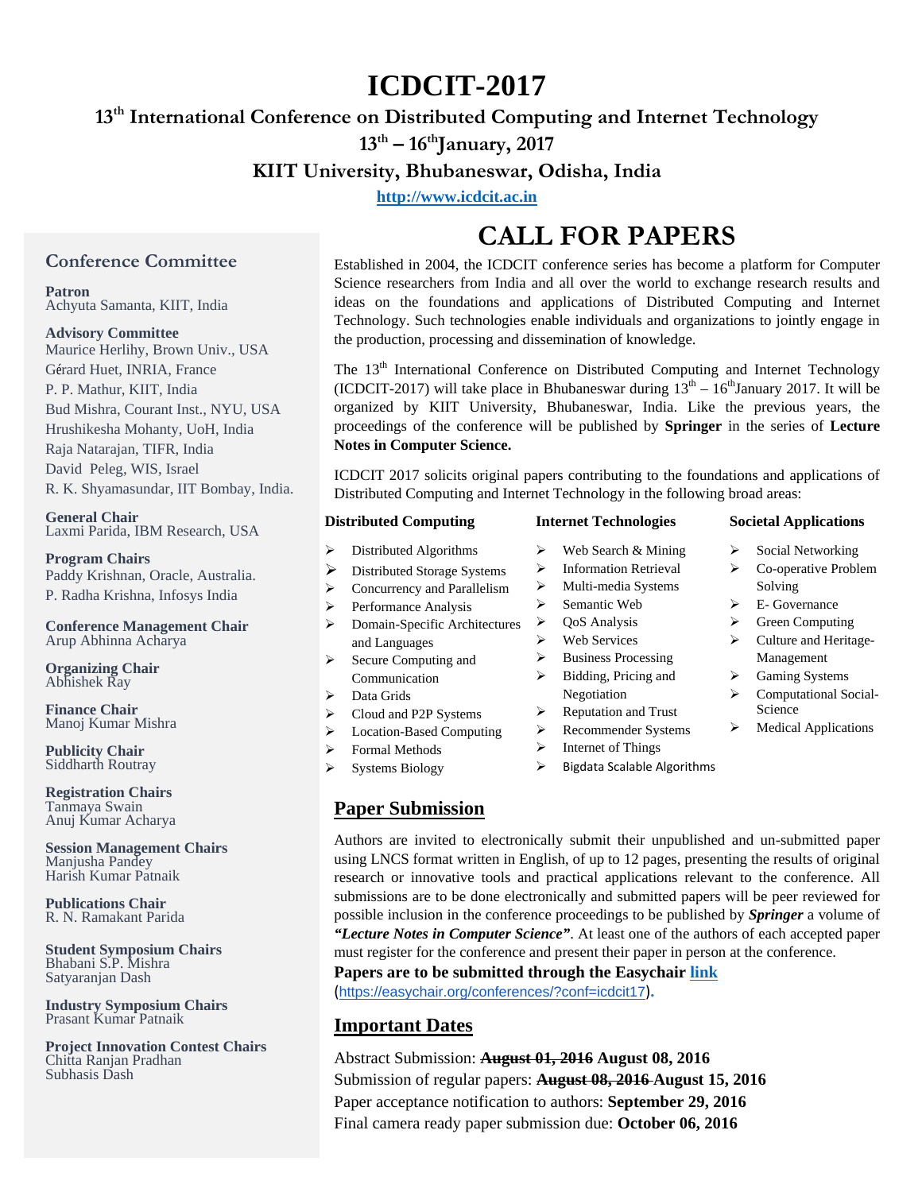# ICDCIT-2017

## 13th International Conference on Distributed Computing and Internet Technology

### 13th – 16th January, 2017

### KIIT University, Bhubaneswar, Odisha, India

**http://www.icdcit.ac.in**

# CALL FOR PAPERS

Established in 2004, the ICDCIT conference series has become a platform for Computer Science researchers from India and all over the world to exchange research results and ideas on the foundations and applications of Distributed Computing and Internet Technology. Such technologies enable individuals and organizations to jointly engage in the production, processing and dissemination of knowledge.

The 13th International Conference on Distributed Computing and Internet Technology (ICDCIT-2017) will take place in Bhubaneswar during 13th – 16th January 2017. It will be organized by KIIT University, Bhubaneswar, India. Like the previous years, the proceedings of the conference will be published by **Springer** in the series of **Lecture Notes in Computer Science.**

ICDCIT 2017 solicits original papers contributing to the foundations and applications of Distributed Computing and Internet Technology in the following broad areas:

**Distributed Computing**

- Distributed Algorithms
- Distributed Storage Systems
- Concurrency and Parallelism
- Performance Analysis
- Domain-Specific Architectures and Languages
- Secure Computing and Communication
- Data Grids
- Cloud and P2P Systems
- Location-Based Computing
- Formal Methods
- Systems Biology

**Internet Technologies**

- Web Search & Mining
- Information Retrieval
- Multi-media Systems
- Semantic Web
- QoS Analysis
- Web Services
- Business Processing
- Bidding, Pricing and Negotiation
- Reputation and Trust
- Recommender Systems
- Internet of Things
- Bigdata Scalable Algorithms

**Societal Applications**

- Social Networking
- Co-operative Problem Solving
- E- Governance
- Green Computing
- Culture and Heritage-Management
- Gaming Systems
- Computational Social-Science
- Medical Applications

## Paper Submission

Authors are invited to electronically submit their unpublished and un-submitted paper using LNCS format written in English, of up to 12 pages, presenting the results of original research or innovative tools and practical applications relevant to the conference. All submissions are to be done electronically and submitted papers will be peer reviewed for possible inclusion in the conference proceedings to be published by ***Springer*** a volume of ***"Lecture Notes in Computer Science"***. At least one of the authors of each accepted paper must register for the conference and present their paper in person at the conference.

**Papers are to be submitted through the Easychair link** (https://easychair.org/conferences/?conf=icdcit17).

## Important Dates

Abstract Submission: ~~August 01, 2016~~ **August 08, 2016**

Submission of regular papers: ~~August 08, 2016~~ **August 15, 2016**

Paper acceptance notification to authors: **September 29, 2016**

Final camera ready paper submission due: **October 06, 2016**

## Conference Committee

**Patron**
Achyuta Samanta, KIIT, India

**Advisory Committee**
Maurice Herlihy, Brown Univ., USA
Gérard Huet, INRIA, France
P. P. Mathur, KIIT, India
Bud Mishra, Courant Inst., NYU, USA
Hrushikesha Mohanty, UoH, India
Raja Natarajan, TIFR, India
David Peleg, WIS, Israel
R. K. Shyamasundar, IIT Bombay, India.

**General Chair**
Laxmi Parida, IBM Research, USA

**Program Chairs**
Paddy Krishnan, Oracle, Australia.
P. Radha Krishna, Infosys India

**Conference Management Chair**
Arup Abhinna Acharya

**Organizing Chair**
Abhishek Ray

**Finance Chair**
Manoj Kumar Mishra

**Publicity Chair**
Siddharth Routray

**Registration Chairs**
Tanmaya Swain
Anuj Kumar Acharya

**Session Management Chairs**
Manjusha Pandey
Harish Kumar Patnaik

**Publications Chair**
R. N. Ramakant Parida

**Student Symposium Chairs**
Bhabani S.P. Mishra
Satyaranjan Dash

**Industry Symposium Chairs**
Prasant Kumar Patnaik

**Project Innovation Contest Chairs**
Chitta Ranjan Pradhan
Subhasis Dash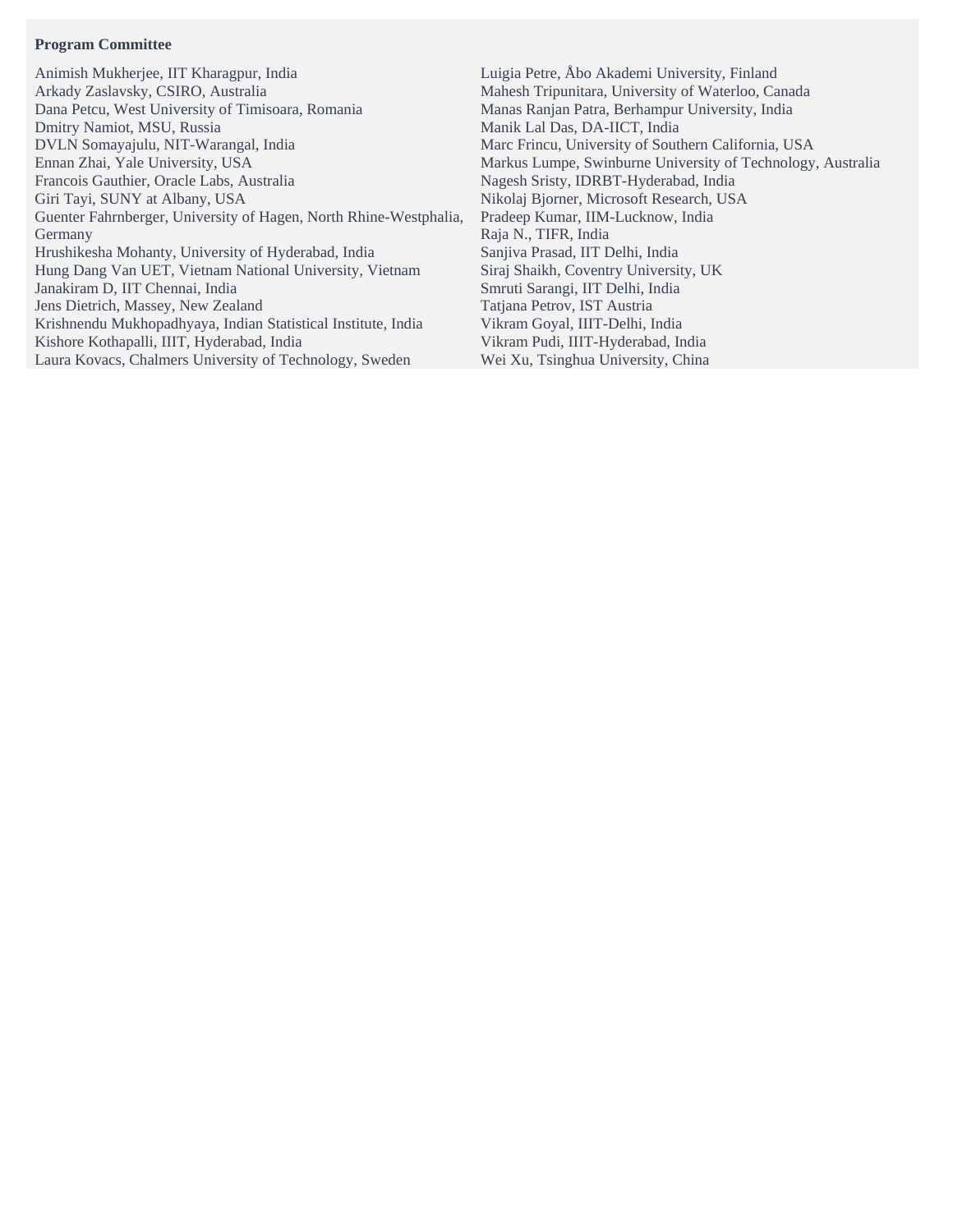**Program Committee**

Animish Mukherjee, IIT Kharagpur, India
Arkady Zaslavsky, CSIRO, Australia
Dana Petcu, West University of Timisoara, Romania
Dmitry Namiot, MSU, Russia
DVLN Somayajulu, NIT-Warangal, India
Ennan Zhai, Yale University, USA
Francois Gauthier, Oracle Labs, Australia
Giri Tayi, SUNY at Albany, USA
Guenter Fahrnberger, University of Hagen, North Rhine-Westphalia, Germany
Hrushikesha Mohanty, University of Hyderabad, India
Hung Dang Van UET, Vietnam National University, Vietnam
Janakiram D, IIT Chennai, India
Jens Dietrich, Massey, New Zealand
Krishnendu Mukhopadhyaya, Indian Statistical Institute, India
Kishore Kothapalli, IIIT, Hyderabad, India
Laura Kovacs, Chalmers University of Technology, Sweden
Luigia Petre, Åbo Akademi University, Finland
Mahesh Tripunitara, University of Waterloo, Canada
Manas Ranjan Patra, Berhampur University, India
Manik Lal Das, DA-IICT, India
Marc Frincu, University of Southern California, USA
Markus Lumpe, Swinburne University of Technology, Australia
Nagesh Sristy, IDRBT-Hyderabad, India
Nikolaj Bjorner, Microsoft Research, USA
Pradeep Kumar, IIM-Lucknow, India
Raja N., TIFR, India
Sanjiva Prasad, IIT Delhi, India
Siraj Shaikh, Coventry University, UK
Smruti Sarangi, IIT Delhi, India
Tatjana Petrov, IST Austria
Vikram Goyal, IIIT-Delhi, India
Vikram Pudi, IIIT-Hyderabad, India
Wei Xu, Tsinghua University, China